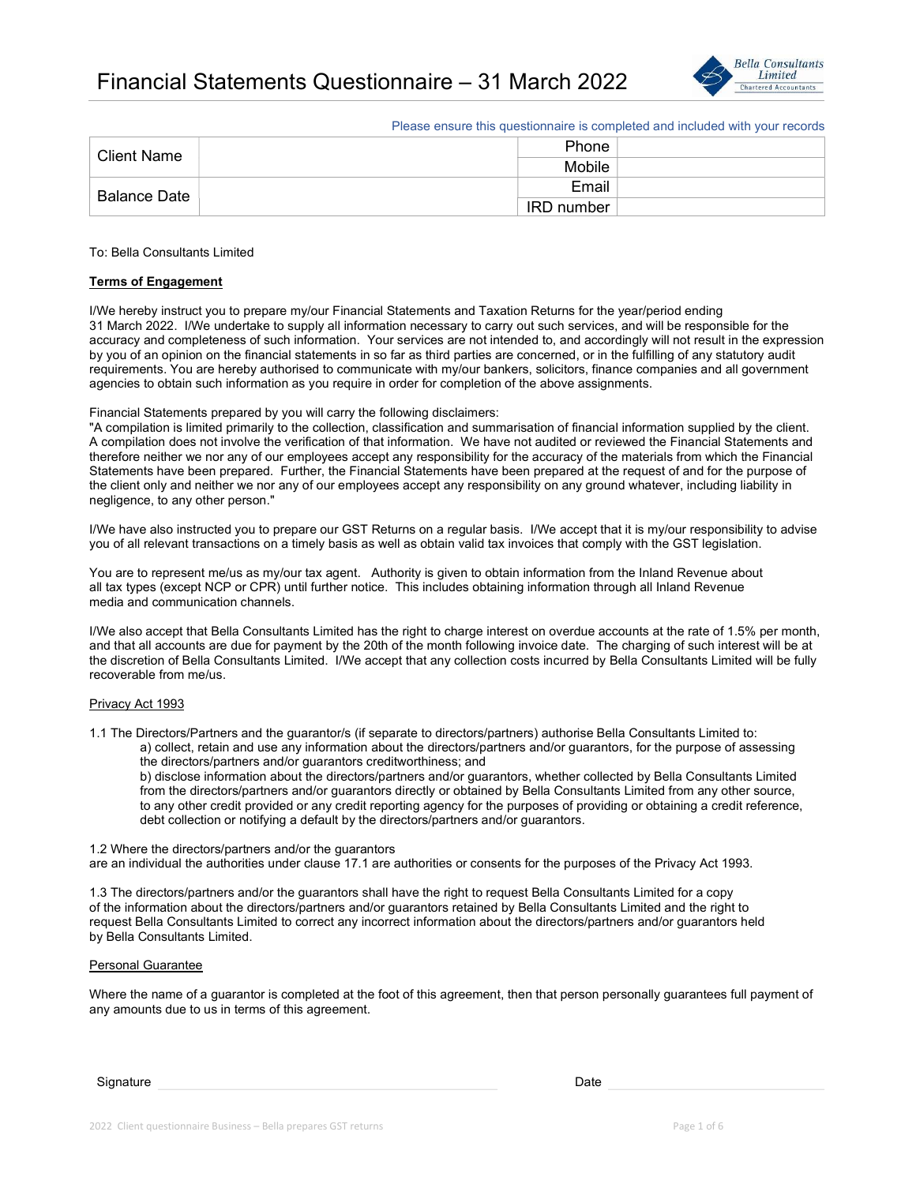# Financial Statements Questionnaire – 31 March 2022

Bella Consultants Limited
Chartered Accountants

Please ensure this questionnaire is completed and included with your records

| Client Name | | Phone | |
|---|---|---|---|
| | | Mobile | |
| Balance Date | | Email | |
| | | IRD number | |

To: Bella Consultants Limited

**Terms of Engagement**

I/We hereby instruct you to prepare my/our Financial Statements and Taxation Returns for the year/period ending 31 March 2022. I/We undertake to supply all information necessary to carry out such services, and will be responsible for the accuracy and completeness of such information. Your services are not intended to, and accordingly will not result in the expression by you of an opinion on the financial statements in so far as third parties are concerned, or in the fulfilling of any statutory audit requirements. You are hereby authorised to communicate with my/our bankers, solicitors, finance companies and all government agencies to obtain such information as you require in order for completion of the above assignments.

Financial Statements prepared by you will carry the following disclaimers:
"A compilation is limited primarily to the collection, classification and summarisation of financial information supplied by the client. A compilation does not involve the verification of that information. We have not audited or reviewed the Financial Statements and therefore neither we nor any of our employees accept any responsibility for the accuracy of the materials from which the Financial Statements have been prepared. Further, the Financial Statements have been prepared at the request of and for the purpose of the client only and neither we nor any of our employees accept any responsibility on any ground whatever, including liability in negligence, to any other person."

I/We have also instructed you to prepare our GST Returns on a regular basis. I/We accept that it is my/our responsibility to advise you of all relevant transactions on a timely basis as well as obtain valid tax invoices that comply with the GST legislation.

You are to represent me/us as my/our tax agent. Authority is given to obtain information from the Inland Revenue about all tax types (except NCP or CPR) until further notice. This includes obtaining information through all Inland Revenue media and communication channels.

I/We also accept that Bella Consultants Limited has the right to charge interest on overdue accounts at the rate of 1.5% per month, and that all accounts are due for payment by the 20th of the month following invoice date. The charging of such interest will be at the discretion of Bella Consultants Limited. I/We accept that any collection costs incurred by Bella Consultants Limited will be fully recoverable from me/us.

Privacy Act 1993

1.1 The Directors/Partners and the guarantor/s (if separate to directors/partners) authorise Bella Consultants Limited to:

a) collect, retain and use any information about the directors/partners and/or guarantors, for the purpose of assessing the directors/partners and/or guarantors creditworthiness; and

b) disclose information about the directors/partners and/or guarantors, whether collected by Bella Consultants Limited from the directors/partners and/or guarantors directly or obtained by Bella Consultants Limited from any other source, to any other credit provided or any credit reporting agency for the purposes of providing or obtaining a credit reference, debt collection or notifying a default by the directors/partners and/or guarantors.

1.2 Where the directors/partners and/or the guarantors are an individual the authorities under clause 17.1 are authorities or consents for the purposes of the Privacy Act 1993.

1.3 The directors/partners and/or the guarantors shall have the right to request Bella Consultants Limited for a copy of the information about the directors/partners and/or guarantors retained by Bella Consultants Limited and the right to request Bella Consultants Limited to correct any incorrect information about the directors/partners and/or guarantors held by Bella Consultants Limited.

Personal Guarantee

Where the name of a guarantor is completed at the foot of this agreement, then that person personally guarantees full payment of any amounts due to us in terms of this agreement.

Signature ______________________ Date ______________________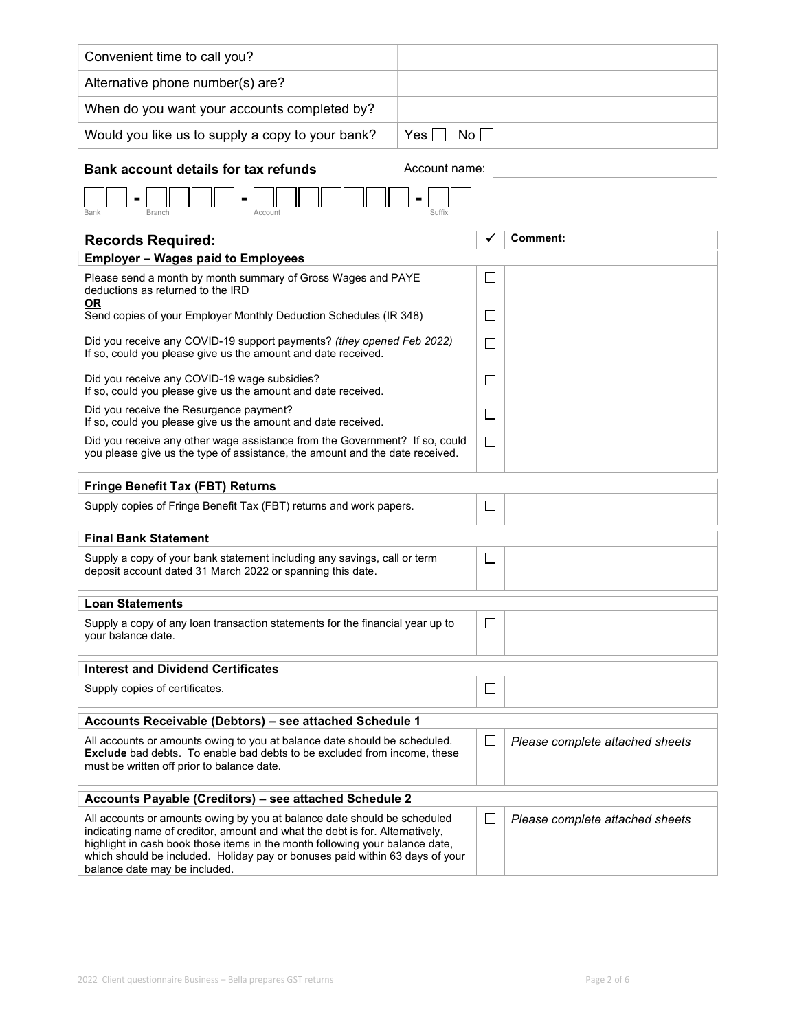| | |
|---|---|
| Convenient time to call you? | |
| Alternative phone number(s) are? | |
| When do you want your accounts completed by? | |
| Would you like us to supply a copy to your bank? | Yes ☐ No ☐ |

**Bank account details for tax refunds** Account name: ____________________

☐☐ - ☐☐☐☐ - ☐☐☐☐☐☐☐ - ☐☐
Bank Branch Account Suffix

| Records Required: | ✓ | Comment: |
|---|---|---|
| **Employer – Wages paid to Employees** | | |
| Please send a month by month summary of Gross Wages and PAYE deductions as returned to the IRD **OR** | ☐ | |
| Send copies of your Employer Monthly Deduction Schedules (IR 348) | ☐ | |
| Did you receive any COVID-19 support payments? *(they opened Feb 2022)* If so, could you please give us the amount and date received. | ☐ | |
| Did you receive any COVID-19 wage subsidies? If so, could you please give us the amount and date received. | ☐ | |
| Did you receive the Resurgence payment? If so, could you please give us the amount and date received. | ☐ | |
| Did you receive any other wage assistance from the Government? If so, could you please give us the type of assistance, the amount and the date received. | ☐ | |
| **Fringe Benefit Tax (FBT) Returns** | | |
| Supply copies of Fringe Benefit Tax (FBT) returns and work papers. | ☐ | |
| **Final Bank Statement** | | |
| Supply a copy of your bank statement including any savings, call or term deposit account dated 31 March 2022 or spanning this date. | ☐ | |
| **Loan Statements** | | |
| Supply a copy of any loan transaction statements for the financial year up to your balance date. | ☐ | |
| **Interest and Dividend Certificates** | | |
| Supply copies of certificates. | ☐ | |
| **Accounts Receivable (Debtors) – see attached Schedule 1** | | |
| All accounts or amounts owing to you at balance date should be scheduled. **Exclude** bad debts. To enable bad debts to be excluded from income, these must be written off prior to balance date. | ☐ | *Please complete attached sheets* |
| **Accounts Payable (Creditors) – see attached Schedule 2** | | |
| All accounts or amounts owing by you at balance date should be scheduled indicating name of creditor, amount and what the debt is for. Alternatively, highlight in cash book those items in the month following your balance date, which should be included. Holiday pay or bonuses paid within 63 days of your balance date may be included. | ☐ | *Please complete attached sheets* |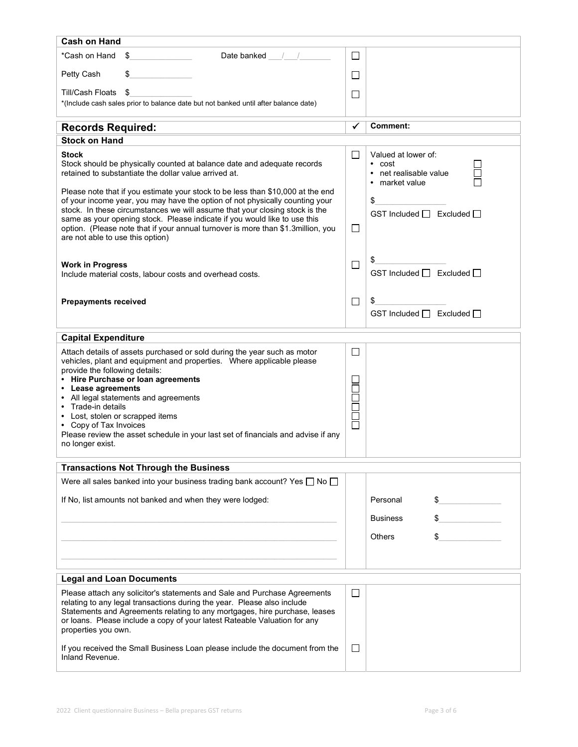## Cash on Hand

| | ✓ | Comment |
|---|---|---|
| *Cash on Hand $\_\_\_\_\_\_\_\_ Date banked \_\_\_/\_\_\_/\_\_\_\_\_ | ☐ | |
| Petty Cash $\_\_\_\_\_\_\_\_ | ☐ | |
| Till/Cash Floats $\_\_\_\_\_\_\_\_ <br>*(Include cash sales prior to balance date but not banked until after balance date) | ☐ | |

## Records Required:

| Records Required: | ✓ | Comment: |
|---|---|---|
| **Stock on Hand** | | |
| **Stock**<br>Stock should be physically counted at balance date and adequate records retained to substantiate the dollar value arrived at. | ☐ | Valued at lower of:<br>• cost ☐<br>• net realisable value ☐<br>• market value ☐<br>$\_\_\_\_\_\_\_\_<br>GST Included ☐ Excluded ☐ |
| Please note that if you estimate your stock to be less than $10,000 at the end of your income year, you may have the option of not physically counting your stock. In these circumstances we will assume that your closing stock is the same as your opening stock. Please indicate if you would like to use this option. (Please note that if your annual turnover is more than $1.3million, you are not able to use this option) | ☐ | |
| **Work in Progress**<br>Include material costs, labour costs and overhead costs. | ☐ | $\_\_\_\_\_\_\_\_<br>GST Included ☐ Excluded ☐ |
| **Prepayments received** | ☐ | $\_\_\_\_\_\_\_\_<br>GST Included ☐ Excluded ☐ |

## Capital Expenditure

| | ✓ | Comment |
|---|---|---|
| Attach details of assets purchased or sold during the year such as motor vehicles, plant and equipment and properties. Where applicable please provide the following details: | ☐ | |
| • **Hire Purchase or loan agreements** | ☐ | |
| • **Lease agreements** | ☐ | |
| • All legal statements and agreements | ☐ | |
| • Trade-in details | ☐ | |
| • Lost, stolen or scrapped items | ☐ | |
| • Copy of Tax Invoices | ☐ | |
| Please review the asset schedule in your last set of financials and advise if any no longer exist. | | |

## Transactions Not Through the Business

Were all sales banked into your business trading bank account? Yes ☐ No ☐

If No, list amounts not banked and when they were lodged:

\_\_\_\_\_\_\_\_\_\_\_\_\_\_\_\_\_\_\_\_\_\_\_\_\_\_\_\_\_\_\_\_\_\_\_\_\_\_\_\_

\_\_\_\_\_\_\_\_\_\_\_\_\_\_\_\_\_\_\_\_\_\_\_\_\_\_\_\_\_\_\_\_\_\_\_\_\_\_\_\_

\_\_\_\_\_\_\_\_\_\_\_\_\_\_\_\_\_\_\_\_\_\_\_\_\_\_\_\_\_\_\_\_\_\_\_\_\_\_\_\_

| | |
|---|---|
| Personal | $\_\_\_\_\_\_\_\_ |
| Business | $\_\_\_\_\_\_\_\_ |
| Others | $\_\_\_\_\_\_\_\_ |

## Legal and Loan Documents

| | ✓ | Comment |
|---|---|---|
| Please attach any solicitor's statements and Sale and Purchase Agreements relating to any legal transactions during the year. Please also include Statements and Agreements relating to any mortgages, hire purchase, leases or loans. Please include a copy of your latest Rateable Valuation for any properties you own. | ☐ | |
| If you received the Small Business Loan please include the document from the Inland Revenue. | ☐ | |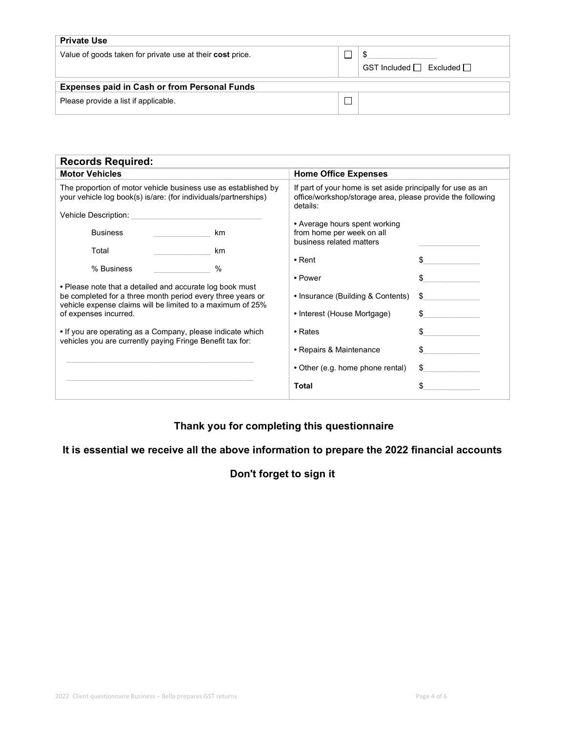| Private Use | | |
|---|---|---|
| Value of goods taken for private use at their **cost** price. | ☐ | $\_\_\_\_\_\_\_\_\_\_\_\_\_\_ GST Included ☐ Excluded ☐ |

| Expenses paid in Cash or from Personal Funds | | |
|---|---|---|
| Please provide a list if applicable. | ☐ | |

## Records Required:

### Motor Vehicles

The proportion of motor vehicle business use as established by your vehicle log book(s) is/are: (for individuals/partnerships)

Vehicle Description: \_\_\_\_\_\_\_\_\_\_\_\_\_\_\_\_\_\_\_\_\_\_\_\_\_\_\_\_

| | | |
|---|---|---|
| Business | \_\_\_\_\_\_\_\_\_\_ | km |
| Total | \_\_\_\_\_\_\_\_\_\_ | km |
| % Business | \_\_\_\_\_\_\_\_\_\_ | % |

- Please note that a detailed and accurate log book must be completed for a three month period every three years or vehicle expense claims will be limited to a maximum of 25% of expenses incurred.
- If you are operating as a Company, please indicate which vehicles you are currently paying Fringe Benefit tax for:

\_\_\_\_\_\_\_\_\_\_\_\_\_\_\_\_\_\_\_\_\_\_\_\_\_\_\_\_\_\_\_\_\_\_\_\_\_\_\_\_

\_\_\_\_\_\_\_\_\_\_\_\_\_\_\_\_\_\_\_\_\_\_\_\_\_\_\_\_\_\_\_\_\_\_\_\_\_\_\_\_

### Home Office Expenses

If part of your home is set aside principally for use as an office/workshop/storage area, please provide the following details:

| | |
|---|---|
| • Average hours spent working from home per week on all business related matters | \_\_\_\_\_\_\_\_\_\_ |
| • Rent | $\_\_\_\_\_\_\_\_\_\_ |
| • Power | $\_\_\_\_\_\_\_\_\_\_ |
| • Insurance (Building & Contents) | $\_\_\_\_\_\_\_\_\_\_ |
| • Interest (House Mortgage) | $\_\_\_\_\_\_\_\_\_\_ |
| • Rates | $\_\_\_\_\_\_\_\_\_\_ |
| • Repairs & Maintenance | $\_\_\_\_\_\_\_\_\_\_ |
| • Other (e.g. home phone rental) | $\_\_\_\_\_\_\_\_\_\_ |
| **Total** | $\_\_\_\_\_\_\_\_\_\_ |

**Thank you for completing this questionnaire**

**It is essential we receive all the above information to prepare the 2022 financial accounts**

**Don't forget to sign it**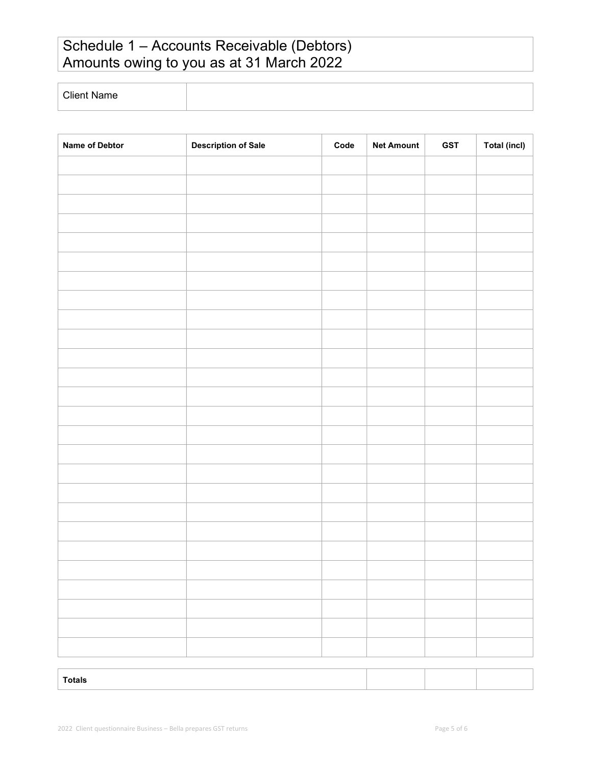# Schedule 1 – Accounts Receivable (Debtors)
# Amounts owing to you as at 31 March 2022

| Client Name | |
|---|---|

| Name of Debtor | Description of Sale | Code | Net Amount | GST | Total (incl) |
|---|---|---|---|---|---|
| | | | | | |
| | | | | | |
| | | | | | |
| | | | | | |
| | | | | | |
| | | | | | |
| | | | | | |
| | | | | | |
| | | | | | |
| | | | | | |
| | | | | | |
| | | | | | |
| | | | | | |
| | | | | | |
| | | | | | |
| | | | | | |
| | | | | | |
| | | | | | |
| | | | | | |
| | | | | | |
| | | | | | |
| | | | | | |
| | | | | | |
| | | | | | |
| | | | | | |
| **Totals** | | | | | |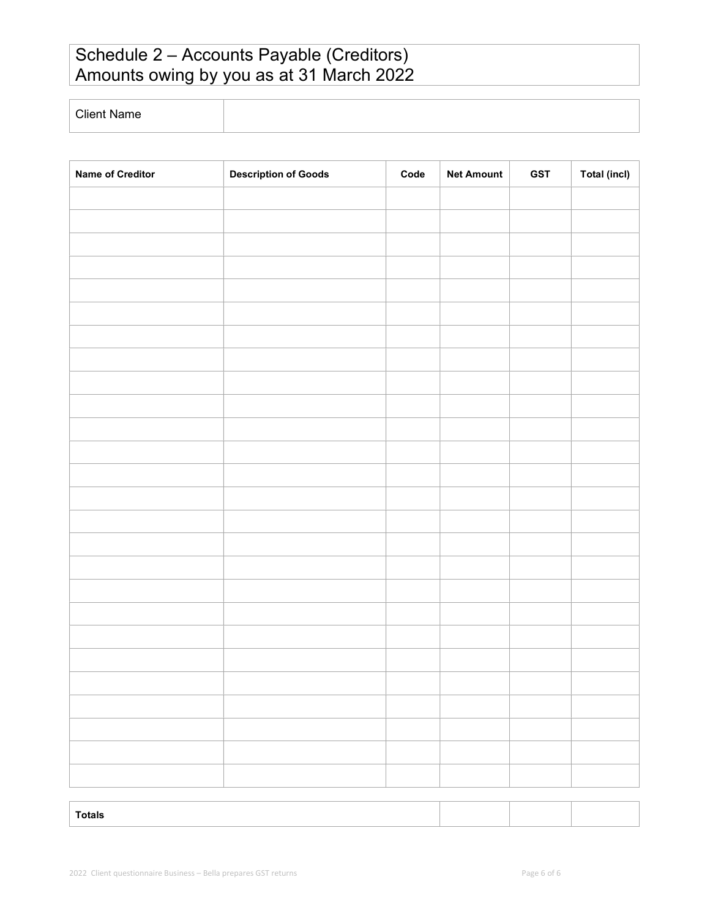# Schedule 2 – Accounts Payable (Creditors)
# Amounts owing by you as at 31 March 2022

| Client Name | |
|---|---|

| Name of Creditor | Description of Goods | Code | Net Amount | GST | Total (incl) |
|---|---|---|---|---|---|
| | | | | | |
| | | | | | |
| | | | | | |
| | | | | | |
| | | | | | |
| | | | | | |
| | | | | | |
| | | | | | |
| | | | | | |
| | | | | | |
| | | | | | |
| | | | | | |
| | | | | | |
| | | | | | |
| | | | | | |
| | | | | | |
| | | | | | |
| | | | | | |
| | | | | | |
| | | | | | |
| | | | | | |
| | | | | | |
| | | | | | |
| | | | | | |
| | | | | | |
| **Totals** | | | | | |